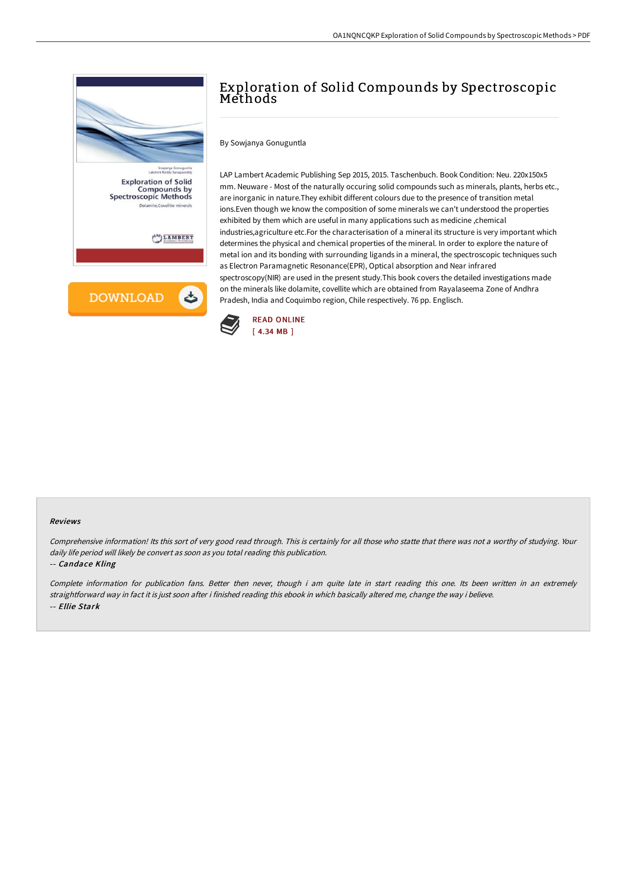# Exploration of Solid Compounds by Spectroscopic Methods

By Sowjanya Gonuguntla

LAP Lambert Academic Publishing Sep 2015, 2015. Taschenbuch. Book Condition: Neu. 220x150x5 mm. Neuware - Most of the naturally occuring solid compounds such as minerals, plants, herbs etc., are inorganic in nature.They exhibit different colours due to the presence of transition metal ions.Even though we know the composition of some minerals we can't understood the properties exhibited by them which are useful in many applications such as medicine ,chemical industries,agriculture etc.For the characterisation of a mineral its structure is very important which determines the physical and chemical properties of the mineral. In order to explore the nature of metal ion and its bonding with surrounding ligands in a mineral, the spectroscopic techniques such as Electron Paramagnetic Resonance(EPR), Optical absorption and Near infrared spectroscopy(NIR) are used in the present study.This book covers the detailed investigations made on the minerals like dolamite, covellite which are obtained from Rayalaseema Zone of Andhra Pradesh, India and Coquimbo region, Chile respectively. 76 pp. Englisch.

READ ONLINE
[ 4.34 MB ]

### Reviews

*Comprehensive information! Its this sort of very good read through. This is certainly for all those who statte that there was not a worthy of studying. Your daily life period will likely be convert as soon as you total reading this publication.*

-- *Candace Kling*

*Complete information for publication fans. Better then never, though i am quite late in start reading this one. Its been written in an extremely straightforward way in fact it is just soon after i finished reading this ebook in which basically altered me, change the way i believe.*

-- *Ellie Stark*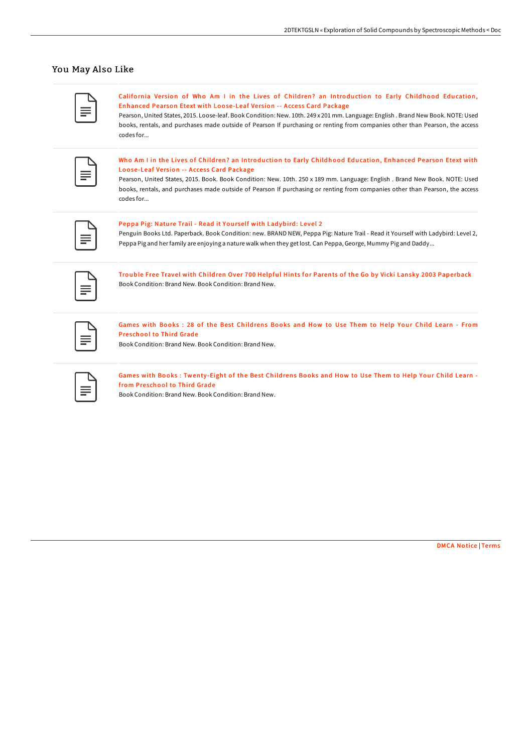## You May Also Like

**California Version of Who Am I in the Lives of Children? an Introduction to Early Childhood Education, Enhanced Pearson Etext with Loose-Leaf Version -- Access Card Package**

Pearson, United States, 2015. Loose-leaf. Book Condition: New. 10th. 249 x 201 mm. Language: English . Brand New Book. NOTE: Used books, rentals, and purchases made outside of Pearson If purchasing or renting from companies other than Pearson, the access codes for...

**Who Am I in the Lives of Children? an Introduction to Early Childhood Education, Enhanced Pearson Etext with Loose-Leaf Version -- Access Card Package**

Pearson, United States, 2015. Book. Book Condition: New. 10th. 250 x 189 mm. Language: English . Brand New Book. NOTE: Used books, rentals, and purchases made outside of Pearson If purchasing or renting from companies other than Pearson, the access codes for...

**Peppa Pig: Nature Trail - Read it Yourself with Ladybird: Level 2**

Penguin Books Ltd. Paperback. Book Condition: new. BRAND NEW, Peppa Pig: Nature Trail - Read it Yourself with Ladybird: Level 2, Peppa Pig and her family are enjoying a nature walk when they get lost. Can Peppa, George, Mummy Pig and Daddy...

**Trouble Free Travel with Children Over 700 Helpful Hints for Parents of the Go by Vicki Lansky 2003 Paperback**

Book Condition: Brand New. Book Condition: Brand New.

**Games with Books : 28 of the Best Childrens Books and How to Use Them to Help Your Child Learn - From Preschool to Third Grade**

Book Condition: Brand New. Book Condition: Brand New.

**Games with Books : Twenty-Eight of the Best Childrens Books and How to Use Them to Help Your Child Learn - from Preschool to Third Grade**

Book Condition: Brand New. Book Condition: Brand New.

DMCA Notice | Terms